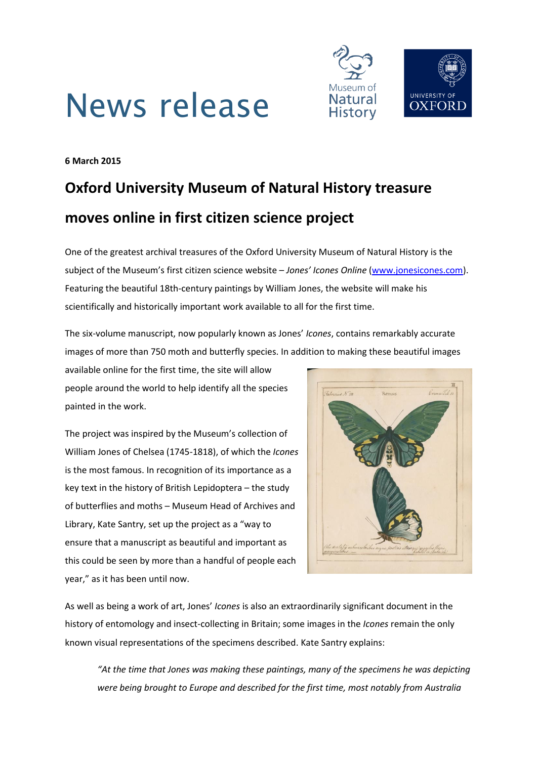# News release

**6 March 2015**

## Oxford University Museum of Natural History treasure moves online in first citizen science project

One of the greatest archival treasures of the Oxford University Museum of Natural History is the subject of the Museum's first citizen science website – *Jones' Icones Online* (www.jonesicones.com). Featuring the beautiful 18th-century paintings by William Jones, the website will make his scientifically and historically important work available to all for the first time.

The six-volume manuscript, now popularly known as Jones' *Icones*, contains remarkably accurate images of more than 750 moth and butterfly species. In addition to making these beautiful images available online for the first time, the site will allow people around the world to help identify all the species painted in the work.

The project was inspired by the Museum's collection of William Jones of Chelsea (1745-1818), of which the *Icones* is the most famous. In recognition of its importance as a key text in the history of British Lepidoptera – the study of butterflies and moths – Museum Head of Archives and Library, Kate Santry, set up the project as a "way to ensure that a manuscript as beautiful and important as this could be seen by more than a handful of people each year," as it has been until now.

As well as being a work of art, Jones' *Icones* is also an extraordinarily significant document in the history of entomology and insect-collecting in Britain; some images in the *Icones* remain the only known visual representations of the specimens described. Kate Santry explains:

> *"At the time that Jones was making these paintings, many of the specimens he was depicting were being brought to Europe and described for the first time, most notably from Australia*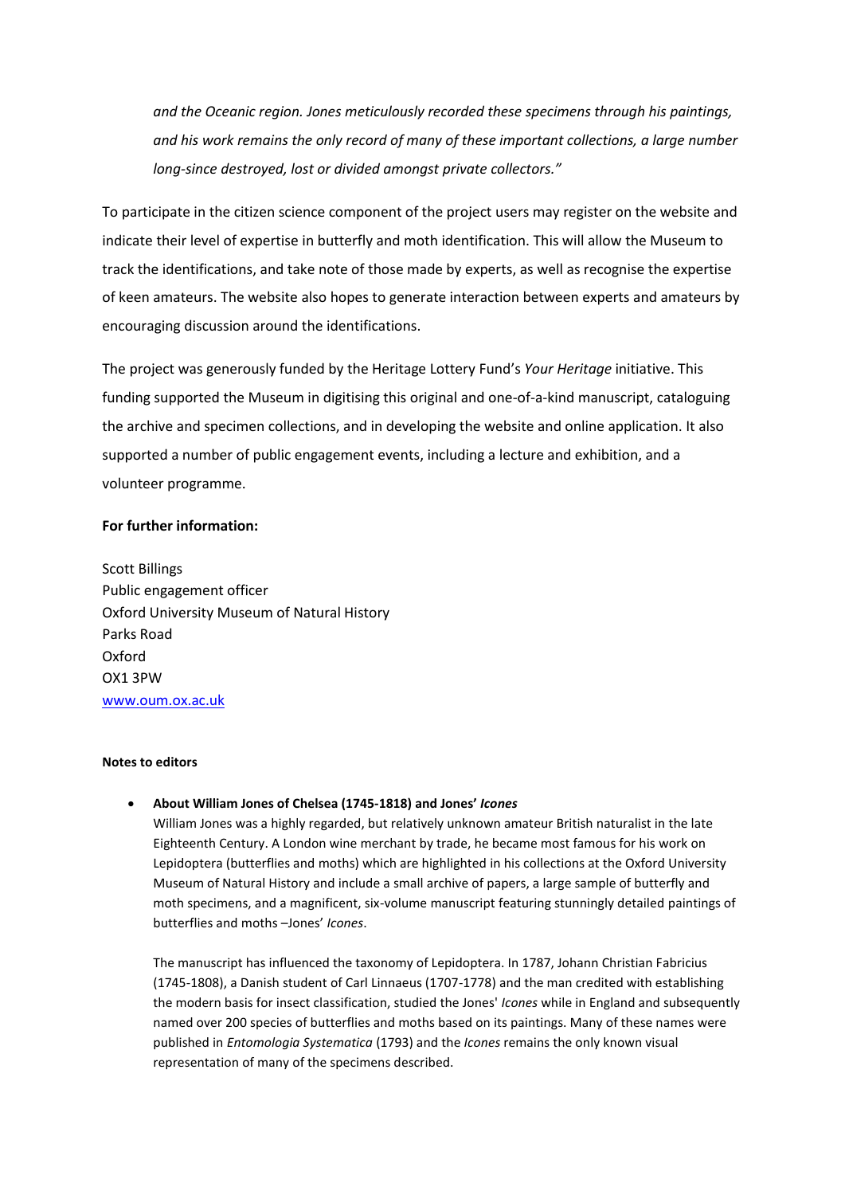*and the Oceanic region. Jones meticulously recorded these specimens through his paintings, and his work remains the only record of many of these important collections, a large number long-since destroyed, lost or divided amongst private collectors."*

To participate in the citizen science component of the project users may register on the website and indicate their level of expertise in butterfly and moth identification. This will allow the Museum to track the identifications, and take note of those made by experts, as well as recognise the expertise of keen amateurs. The website also hopes to generate interaction between experts and amateurs by encouraging discussion around the identifications.

The project was generously funded by the Heritage Lottery Fund's *Your Heritage* initiative. This funding supported the Museum in digitising this original and one-of-a-kind manuscript, cataloguing the archive and specimen collections, and in developing the website and online application. It also supported a number of public engagement events, including a lecture and exhibition, and a volunteer programme.

**For further information:**

Scott Billings
Public engagement officer
Oxford University Museum of Natural History
Parks Road
Oxford
OX1 3PW
www.oum.ox.ac.uk

**Notes to editors**

- **About William Jones of Chelsea (1745-1818) and Jones' *Icones***

  William Jones was a highly regarded, but relatively unknown amateur British naturalist in the late Eighteenth Century. A London wine merchant by trade, he became most famous for his work on Lepidoptera (butterflies and moths) which are highlighted in his collections at the Oxford University Museum of Natural History and include a small archive of papers, a large sample of butterfly and moth specimens, and a magnificent, six-volume manuscript featuring stunningly detailed paintings of butterflies and moths –Jones' *Icones*.

  The manuscript has influenced the taxonomy of Lepidoptera. In 1787, Johann Christian Fabricius (1745-1808), a Danish student of Carl Linnaeus (1707-1778) and the man credited with establishing the modern basis for insect classification, studied the Jones' *Icones* while in England and subsequently named over 200 species of butterflies and moths based on its paintings. Many of these names were published in *Entomologia Systematica* (1793) and the *Icones* remains the only known visual representation of many of the specimens described.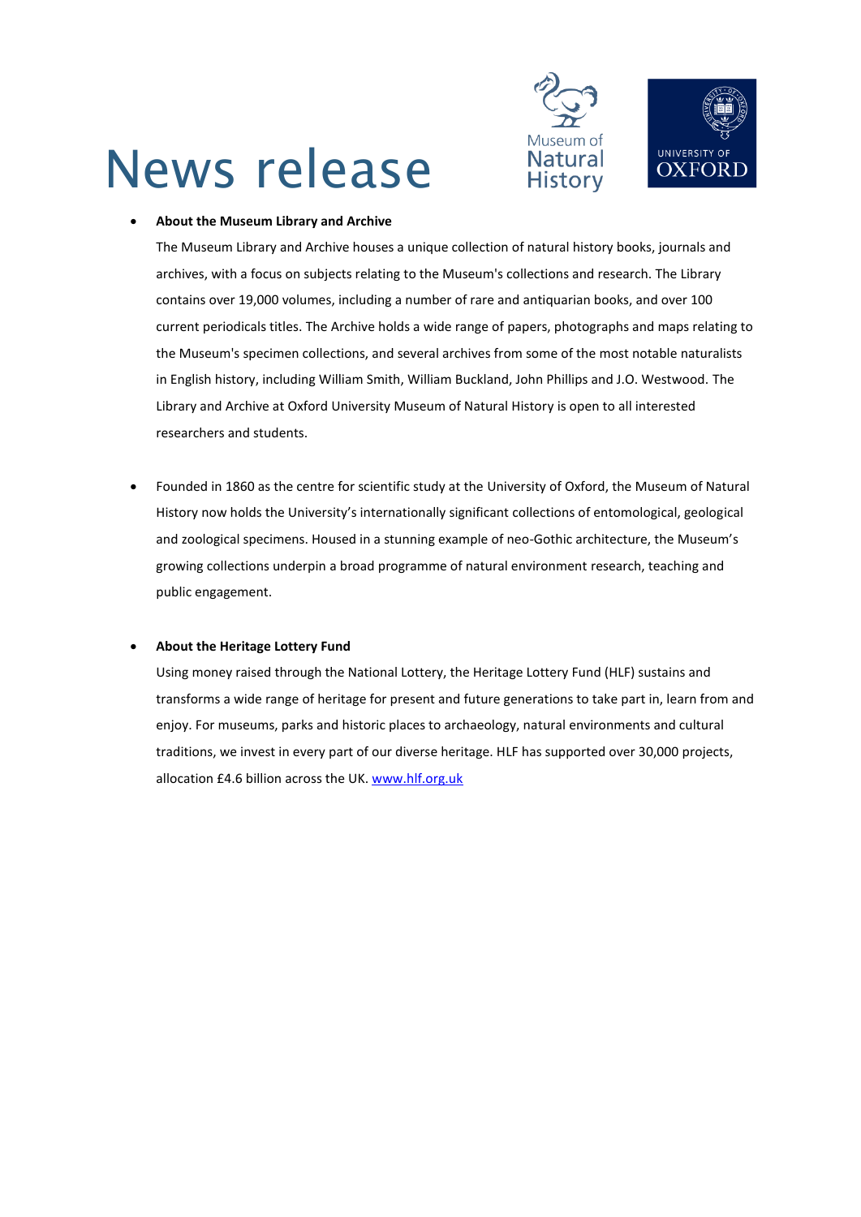# News release

- **About the Museum Library and Archive**

  The Museum Library and Archive houses a unique collection of natural history books, journals and archives, with a focus on subjects relating to the Museum's collections and research. The Library contains over 19,000 volumes, including a number of rare and antiquarian books, and over 100 current periodicals titles. The Archive holds a wide range of papers, photographs and maps relating to the Museum's specimen collections, and several archives from some of the most notable naturalists in English history, including William Smith, William Buckland, John Phillips and J.O. Westwood. The Library and Archive at Oxford University Museum of Natural History is open to all interested researchers and students.

- Founded in 1860 as the centre for scientific study at the University of Oxford, the Museum of Natural History now holds the University's internationally significant collections of entomological, geological and zoological specimens. Housed in a stunning example of neo-Gothic architecture, the Museum's growing collections underpin a broad programme of natural environment research, teaching and public engagement.

- **About the Heritage Lottery Fund**

  Using money raised through the National Lottery, the Heritage Lottery Fund (HLF) sustains and transforms a wide range of heritage for present and future generations to take part in, learn from and enjoy. For museums, parks and historic places to archaeology, natural environments and cultural traditions, we invest in every part of our diverse heritage. HLF has supported over 30,000 projects, allocation £4.6 billion across the UK. [www.hlf.org.uk](http://www.hlf.org.uk)